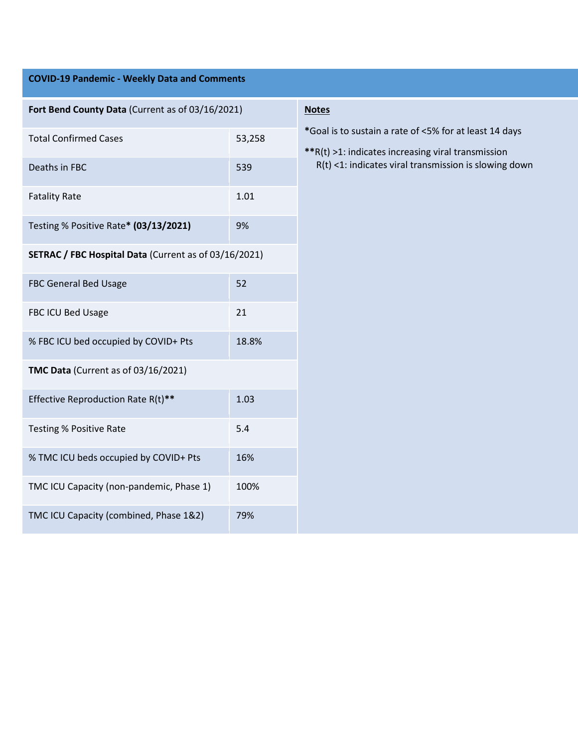## COVID-19 Pandemic - Weekly Data and Comments

| **Fort Bend County Data** (Current as of 03/16/2021) | |
|---|---|
| Total Confirmed Cases | 53,258 |
| Deaths in FBC | 539 |
| Fatality Rate | 1.01 |
| Testing % Positive Rate* **(03/13/2021)** | 9% |
| **SETRAC / FBC Hospital Data** (Current as of 03/16/2021) | |
| FBC General Bed Usage | 52 |
| FBC ICU Bed Usage | 21 |
| % FBC ICU bed occupied by COVID+ Pts | 18.8% |
| **TMC Data** (Current as of 03/16/2021) | |
| Effective Reproduction Rate R(t)** | 1.03 |
| Testing % Positive Rate | 5.4 |
| % TMC ICU beds occupied by COVID+ Pts | 16% |
| TMC ICU Capacity (non-pandemic, Phase 1) | 100% |
| TMC ICU Capacity (combined, Phase 1&2) | 79% |

**Notes**

***Goal is to sustain a rate of <5% for at least 14 days**

****R(t) >1: indicates increasing viral transmission**
R(t) <1: indicates viral transmission is slowing down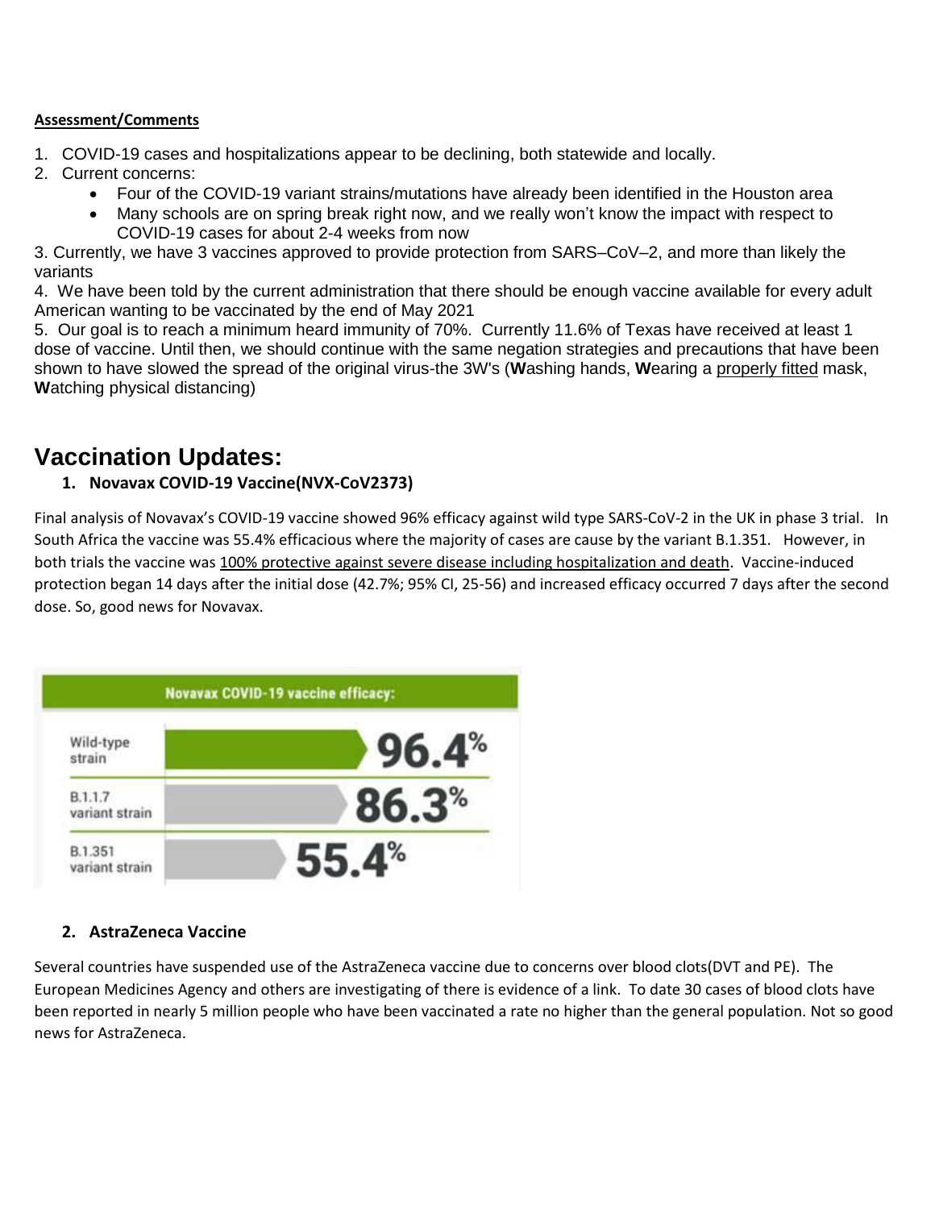**Assessment/Comments**

1. COVID-19 cases and hospitalizations appear to be declining, both statewide and locally.
2. Current concerns:
   - Four of the COVID-19 variant strains/mutations have already been identified in the Houston area
   - Many schools are on spring break right now, and we really won't know the impact with respect to COVID-19 cases for about 2-4 weeks from now

3. Currently, we have 3 vaccines approved to provide protection from SARS–CoV–2, and more than likely the variants

4. We have been told by the current administration that there should be enough vaccine available for every adult American wanting to be vaccinated by the end of May 2021

5. Our goal is to reach a minimum heard immunity of 70%. Currently 11.6% of Texas have received at least 1 dose of vaccine. Until then, we should continue with the same negation strategies and precautions that have been shown to have slowed the spread of the original virus-the 3W's (**W**ashing hands, **W**earing a properly fitted mask, **W**atching physical distancing)

# Vaccination Updates:

### 1. Novavax COVID-19 Vaccine(NVX-CoV2373)

Final analysis of Novavax's COVID-19 vaccine showed 96% efficacy against wild type SARS-CoV-2 in the UK in phase 3 trial. In South Africa the vaccine was 55.4% efficacious where the majority of cases are cause by the variant B.1.351. However, in both trials the vaccine was 100% protective against severe disease including hospitalization and death. Vaccine-induced protection began 14 days after the initial dose (42.7%; 95% CI, 25-56) and increased efficacy occurred 7 days after the second dose. So, good news for Novavax.

| Novavax COVID-19 vaccine efficacy: | |
|---|---|
| Wild-type strain | 96.4% |
| B.1.1.7 variant strain | 86.3% |
| B.1.351 variant strain | 55.4% |

### 2. AstraZeneca Vaccine

Several countries have suspended use of the AstraZeneca vaccine due to concerns over blood clots(DVT and PE). The European Medicines Agency and others are investigating of there is evidence of a link. To date 30 cases of blood clots have been reported in nearly 5 million people who have been vaccinated a rate no higher than the general population. Not so good news for AstraZeneca.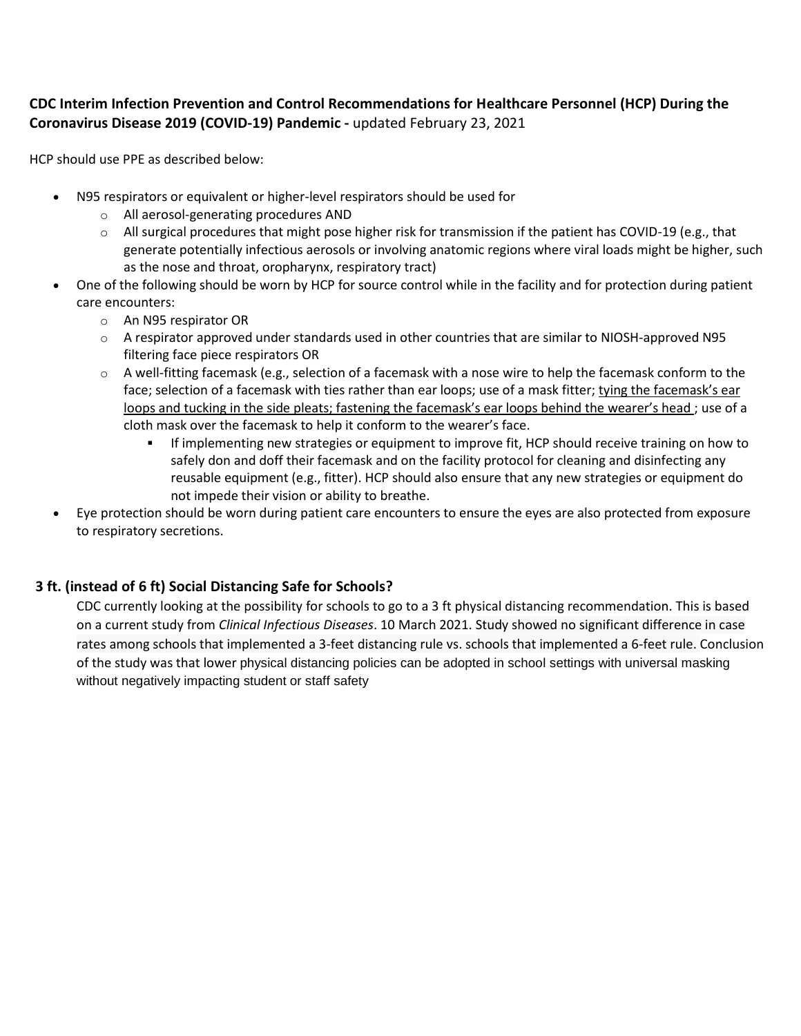**CDC Interim Infection Prevention and Control Recommendations for Healthcare Personnel (HCP) During the Coronavirus Disease 2019 (COVID-19) Pandemic -** updated February 23, 2021

HCP should use PPE as described below:

- N95 respirators or equivalent or higher-level respirators should be used for
  - All aerosol-generating procedures AND
  - All surgical procedures that might pose higher risk for transmission if the patient has COVID-19 (e.g., that generate potentially infectious aerosols or involving anatomic regions where viral loads might be higher, such as the nose and throat, oropharynx, respiratory tract)
- One of the following should be worn by HCP for source control while in the facility and for protection during patient care encounters:
  - An N95 respirator OR
  - A respirator approved under standards used in other countries that are similar to NIOSH-approved N95 filtering face piece respirators OR
  - A well-fitting facemask (e.g., selection of a facemask with a nose wire to help the facemask conform to the face; selection of a facemask with ties rather than ear loops; use of a mask fitter; tying the facemask's ear loops and tucking in the side pleats; fastening the facemask's ear loops behind the wearer's head ; use of a cloth mask over the facemask to help it conform to the wearer's face.
    - If implementing new strategies or equipment to improve fit, HCP should receive training on how to safely don and doff their facemask and on the facility protocol for cleaning and disinfecting any reusable equipment (e.g., fitter). HCP should also ensure that any new strategies or equipment do not impede their vision or ability to breathe.
- Eye protection should be worn during patient care encounters to ensure the eyes are also protected from exposure to respiratory secretions.

### 3 ft. (instead of 6 ft) Social Distancing Safe for Schools?

CDC currently looking at the possibility for schools to go to a 3 ft physical distancing recommendation. This is based on a current study from *Clinical Infectious Diseases*. 10 March 2021. Study showed no significant difference in case rates among schools that implemented a 3-feet distancing rule vs. schools that implemented a 6-feet rule. Conclusion of the study was that lower physical distancing policies can be adopted in school settings with universal masking without negatively impacting student or staff safety